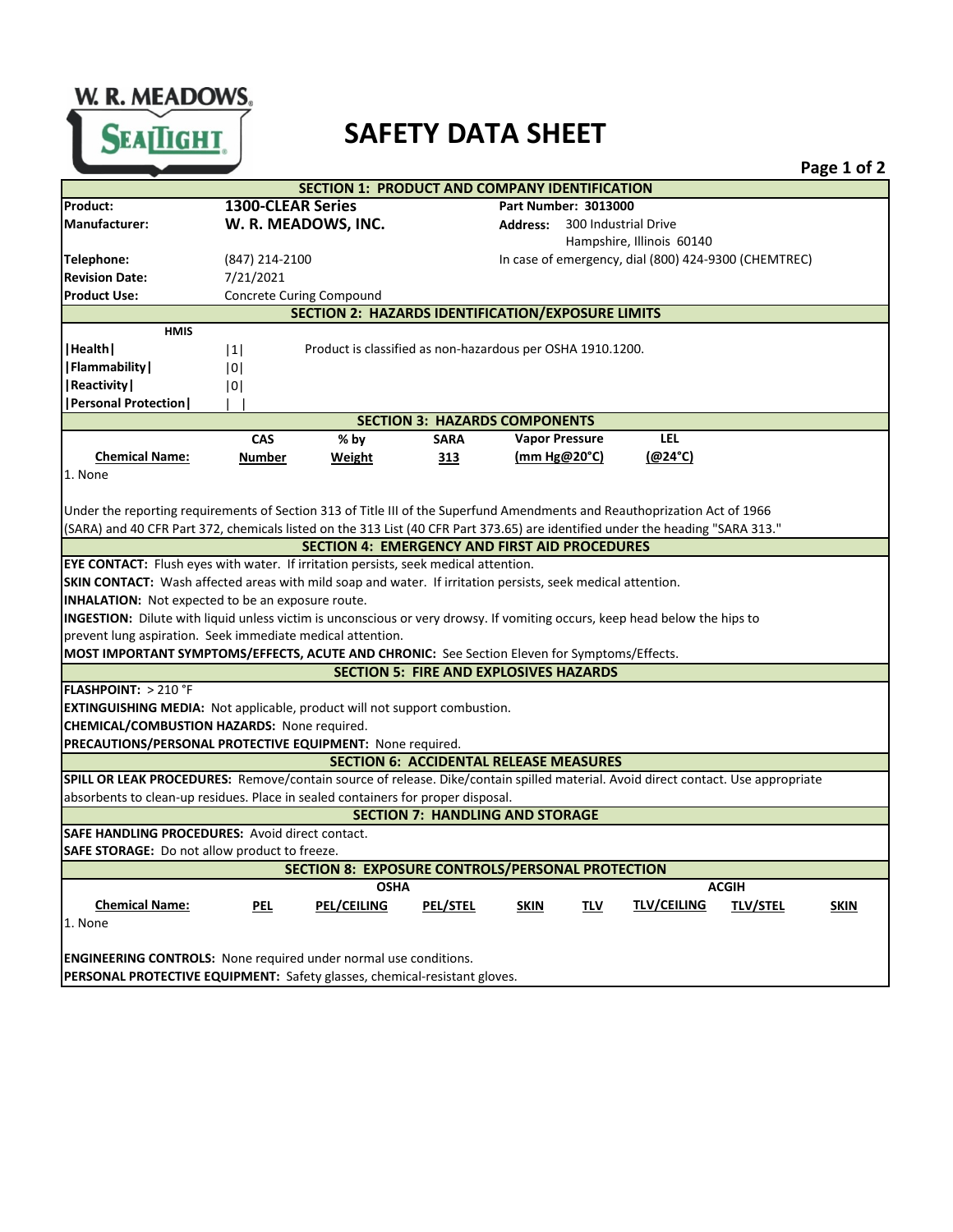# SAFETY DATA SHEET

## SECTION 1: PRODUCT AND COMPANY IDENTIFICATION

| | | | |
|---|---|---|---|
| **Product:** | **1300-CLEAR Series** | **Part Number: 3013000** | |
| **Manufacturer:** | **W. R. MEADOWS, INC.** | **Address:** | 300 Industrial Drive<br>Hampshire, Illinois 60140 |
| **Telephone:** | (847) 214-2100 | In case of emergency, dial (800) 424-9300 (CHEMTREC) | |
| **Revision Date:** | 7/21/2021 | | |
| **Product Use:** | Concrete Curing Compound | | |

## SECTION 2: HAZARDS IDENTIFICATION/EXPOSURE LIMITS

| HMIS | | |
|---|---|---|
| \|Health\| | \|1\| | Product is classified as non-hazardous per OSHA 1910.1200. |
| \|Flammability\| | \|0\| | |
| \|Reactivity\| | \|0\| | |
| \|Personal Protection\| | \| \| | |

## SECTION 3: HAZARDS COMPONENTS

| Chemical Name: | CAS Number | % by Weight | SARA 313 | Vapor Pressure (mm Hg@20°C) | LEL (@24°C) |
|---|---|---|---|---|---|
| 1. None | | | | | |

Under the reporting requirements of Section 313 of Title III of the Superfund Amendments and Reauthoprization Act of 1966 (SARA) and 40 CFR Part 372, chemicals listed on the 313 List (40 CFR Part 373.65) are identified under the heading "SARA 313."

## SECTION 4: EMERGENCY AND FIRST AID PROCEDURES

**EYE CONTACT:** Flush eyes with water. If irritation persists, seek medical attention.

**SKIN CONTACT:** Wash affected areas with mild soap and water. If irritation persists, seek medical attention.

**INHALATION:** Not expected to be an exposure route.

**INGESTION:** Dilute with liquid unless victim is unconscious or very drowsy. If vomiting occurs, keep head below the hips to prevent lung aspiration. Seek immediate medical attention.

**MOST IMPORTANT SYMPTOMS/EFFECTS, ACUTE AND CHRONIC:** See Section Eleven for Symptoms/Effects.

## SECTION 5: FIRE AND EXPLOSIVES HAZARDS

**FLASHPOINT:** > 210 °F

**EXTINGUISHING MEDIA:** Not applicable, product will not support combustion.

**CHEMICAL/COMBUSTION HAZARDS:** None required.

**PRECAUTIONS/PERSONAL PROTECTIVE EQUIPMENT:** None required.

## SECTION 6: ACCIDENTAL RELEASE MEASURES

**SPILL OR LEAK PROCEDURES:** Remove/contain source of release. Dike/contain spilled material. Avoid direct contact. Use appropriate absorbents to clean-up residues. Place in sealed containers for proper disposal.

## SECTION 7: HANDLING AND STORAGE

**SAFE HANDLING PROCEDURES:** Avoid direct contact.

**SAFE STORAGE:** Do not allow product to freeze.

## SECTION 8: EXPOSURE CONTROLS/PERSONAL PROTECTION

| | OSHA | | | | ACGIH | | | |
|---|---|---|---|---|---|---|---|---|
| **Chemical Name:** | **PEL** | **PEL/CEILING** | **PEL/STEL** | **SKIN** | **TLV** | **TLV/CEILING** | **TLV/STEL** | **SKIN** |
| 1. None | | | | | | | | |

**ENGINEERING CONTROLS:** None required under normal use conditions.

**PERSONAL PROTECTIVE EQUIPMENT:** Safety glasses, chemical-resistant gloves.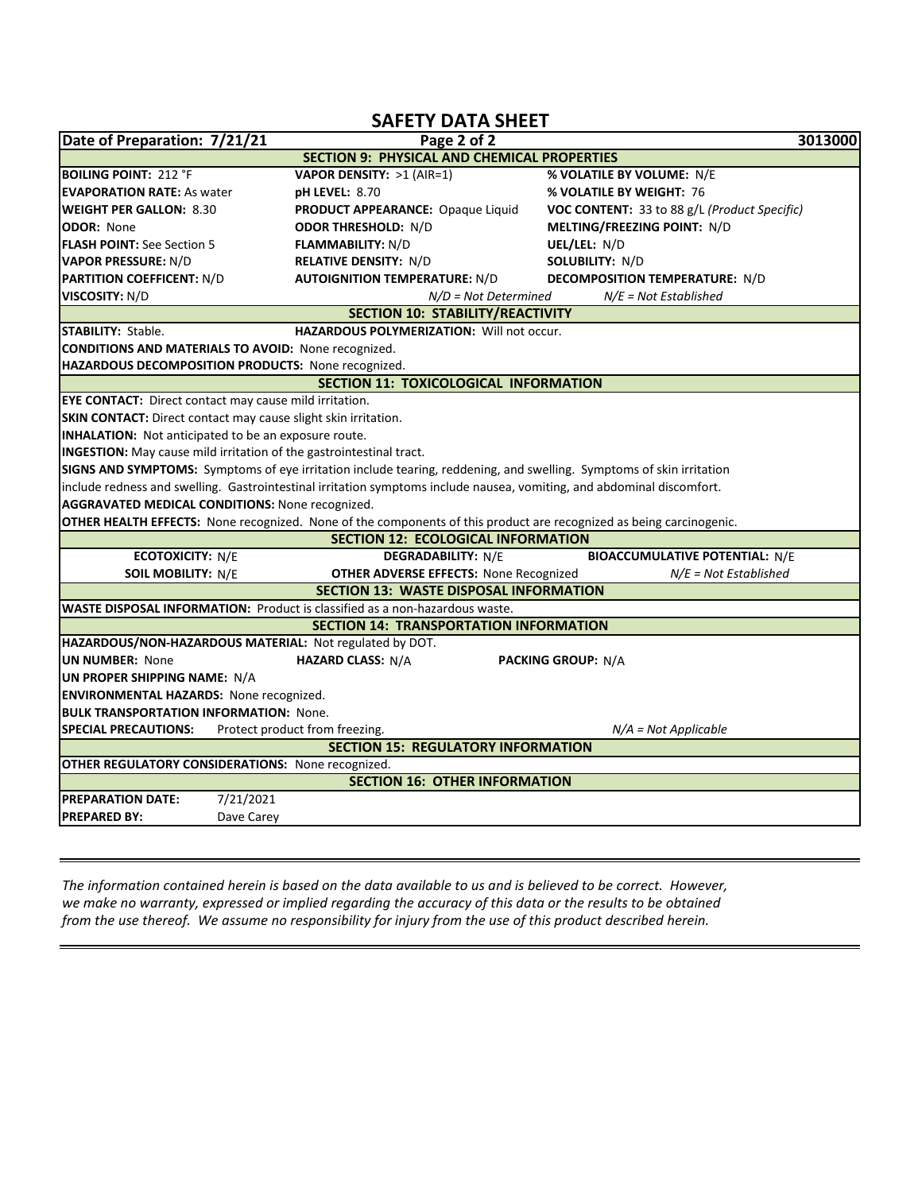# SAFETY DATA SHEET

**Date of Preparation: 7/21/21** | **3013000**

## SECTION 9: PHYSICAL AND CHEMICAL PROPERTIES

| | | |
|---|---|---|
| **BOILING POINT:** 212 °F | **VAPOR DENSITY:** >1 (AIR=1) | **% VOLATILE BY VOLUME:** N/E |
| **EVAPORATION RATE:** As water | **pH LEVEL:** 8.70 | **% VOLATILE BY WEIGHT:** 76 |
| **WEIGHT PER GALLON:** 8.30 | **PRODUCT APPEARANCE:** Opaque Liquid | **VOC CONTENT:** 33 to 88 g/L *(Product Specific)* |
| **ODOR:** None | **ODOR THRESHOLD:** N/D | **MELTING/FREEZING POINT:** N/D |
| **FLASH POINT:** See Section 5 | **FLAMMABILITY:** N/D | **UEL/LEL:** N/D |
| **VAPOR PRESSURE:** N/D | **RELATIVE DENSITY:** N/D | **SOLUBILITY:** N/D |
| **PARTITION COEFFICENT:** N/D | **AUTOIGNITION TEMPERATURE:** N/D | **DECOMPOSITION TEMPERATURE:** N/D |
| **VISCOSITY:** N/D | *N/D = Not Determined* | *N/E = Not Established* |

## SECTION 10: STABILITY/REACTIVITY

**STABILITY:** Stable. **HAZARDOUS POLYMERIZATION:** Will not occur.

**CONDITIONS AND MATERIALS TO AVOID:** None recognized.

**HAZARDOUS DECOMPOSITION PRODUCTS:** None recognized.

## SECTION 11: TOXICOLOGICAL INFORMATION

**EYE CONTACT:** Direct contact may cause mild irritation.

**SKIN CONTACT:** Direct contact may cause slight skin irritation.

**INHALATION:** Not anticipated to be an exposure route.

**INGESTION:** May cause mild irritation of the gastrointestinal tract.

**SIGNS AND SYMPTOMS:** Symptoms of eye irritation include tearing, reddening, and swelling. Symptoms of skin irritation include redness and swelling. Gastrointestinal irritation symptoms include nausea, vomiting, and abdominal discomfort.

**AGGRAVATED MEDICAL CONDITIONS:** None recognized.

**OTHER HEALTH EFFECTS:** None recognized. None of the components of this product are recognized as being carcinogenic.

## SECTION 12: ECOLOGICAL INFORMATION

| | | |
|---|---|---|
| **ECOTOXICITY:** N/E | **DEGRADABILITY:** N/E | **BIOACCUMULATIVE POTENTIAL:** N/E |
| **SOIL MOBILITY:** N/E | **OTHER ADVERSE EFFECTS:** None Recognized | *N/E = Not Established* |

## SECTION 13: WASTE DISPOSAL INFORMATION

**WASTE DISPOSAL INFORMATION:** Product is classified as a non-hazardous waste.

## SECTION 14: TRANSPORTATION INFORMATION

**HAZARDOUS/NON-HAZARDOUS MATERIAL:** Not regulated by DOT.

**UN NUMBER:** None **HAZARD CLASS:** N/A **PACKING GROUP:** N/A

**UN PROPER SHIPPING NAME:** N/A

**ENVIRONMENTAL HAZARDS:** None recognized.

**BULK TRANSPORTATION INFORMATION:** None.

**SPECIAL PRECAUTIONS:** Protect product from freezing. *N/A = Not Applicable*

## SECTION 15: REGULATORY INFORMATION

**OTHER REGULATORY CONSIDERATIONS:** None recognized.

## SECTION 16: OTHER INFORMATION

**PREPARATION DATE:** 7/21/2021

**PREPARED BY:** Dave Carey

---

*The information contained herein is based on the data available to us and is believed to be correct. However, we make no warranty, expressed or implied regarding the accuracy of this data or the results to be obtained from the use thereof. We assume no responsibility for injury from the use of this product described herein.*